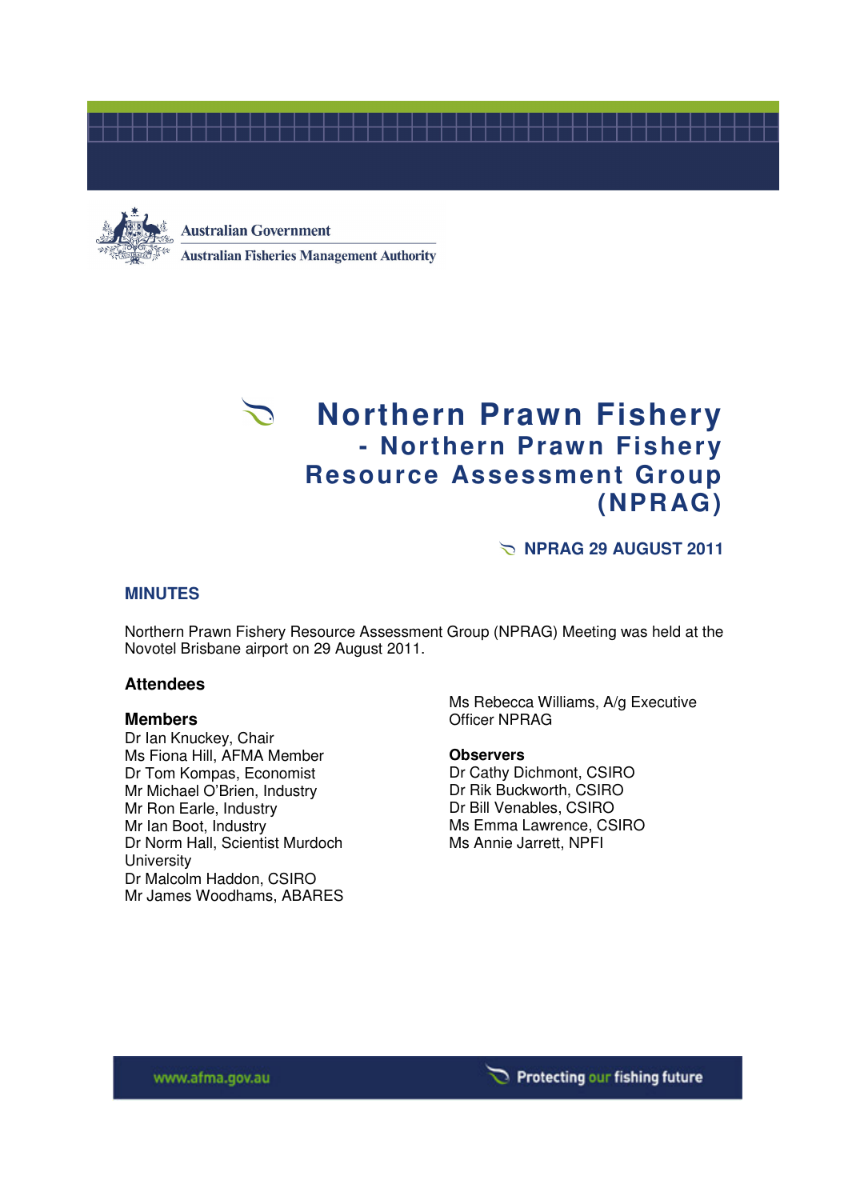Australian Government

Australian Fisheries Management Authority

# Northern Prawn Fishery - Northern Prawn Fishery Resource Assessment Group (NPRAG)

## NPRAG 29 AUGUST 2011

## MINUTES

Northern Prawn Fishery Resource Assessment Group (NPRAG) Meeting was held at the Novotel Brisbane airport on 29 August 2011.

### Attendees

**Members**

Dr Ian Knuckey, Chair
Ms Fiona Hill, AFMA Member
Dr Tom Kompas, Economist
Mr Michael O'Brien, Industry
Mr Ron Earle, Industry
Mr Ian Boot, Industry
Dr Norm Hall, Scientist Murdoch University
Dr Malcolm Haddon, CSIRO
Mr James Woodhams, ABARES
Ms Rebecca Williams, A/g Executive Officer NPRAG

**Observers**

Dr Cathy Dichmont, CSIRO
Dr Rik Buckworth, CSIRO
Dr Bill Venables, CSIRO
Ms Emma Lawrence, CSIRO
Ms Annie Jarrett, NPFI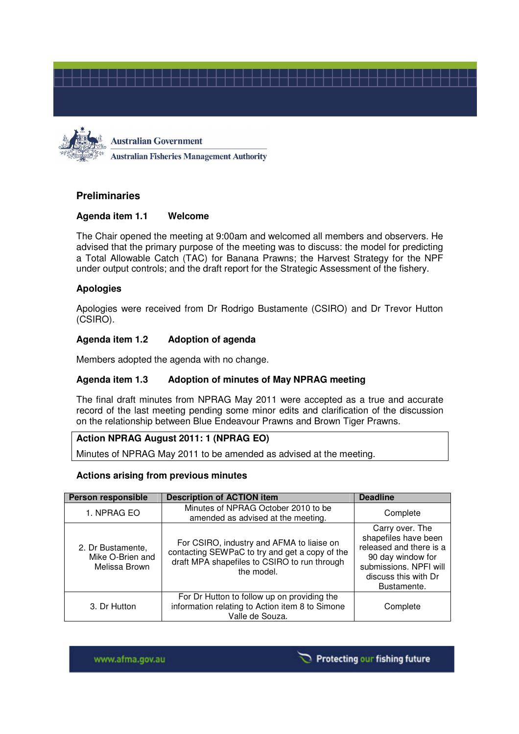## Preliminaries

### Agenda item 1.1 Welcome

The Chair opened the meeting at 9:00am and welcomed all members and observers. He advised that the primary purpose of the meeting was to discuss: the model for predicting a Total Allowable Catch (TAC) for Banana Prawns; the Harvest Strategy for the NPF under output controls; and the draft report for the Strategic Assessment of the fishery.

### Apologies

Apologies were received from Dr Rodrigo Bustamente (CSIRO) and Dr Trevor Hutton (CSIRO).

### Agenda item 1.2 Adoption of agenda

Members adopted the agenda with no change.

### Agenda item 1.3 Adoption of minutes of May NPRAG meeting

The final draft minutes from NPRAG May 2011 were accepted as a true and accurate record of the last meeting pending some minor edits and clarification of the discussion on the relationship between Blue Endeavour Prawns and Brown Tiger Prawns.

| **Action NPRAG August 2011: 1 (NPRAG EO)** |
|---|
| Minutes of NPRAG May 2011 to be amended as advised at the meeting. |

### Actions arising from previous minutes

| Person responsible | Description of ACTION item | Deadline |
|---|---|---|
| 1. NPRAG EO | Minutes of NPRAG October 2010 to be amended as advised at the meeting. | Complete |
| 2. Dr Bustamente, Mike O-Brien and Melissa Brown | For CSIRO, industry and AFMA to liaise on contacting SEWPaC to try and get a copy of the draft MPA shapefiles to CSIRO to run through the model. | Carry over. The shapefiles have been released and there is a 90 day window for submissions. NPFI will discuss this with Dr Bustamente. |
| 3. Dr Hutton | For Dr Hutton to follow up on providing the information relating to Action item 8 to Simone Valle de Souza. | Complete |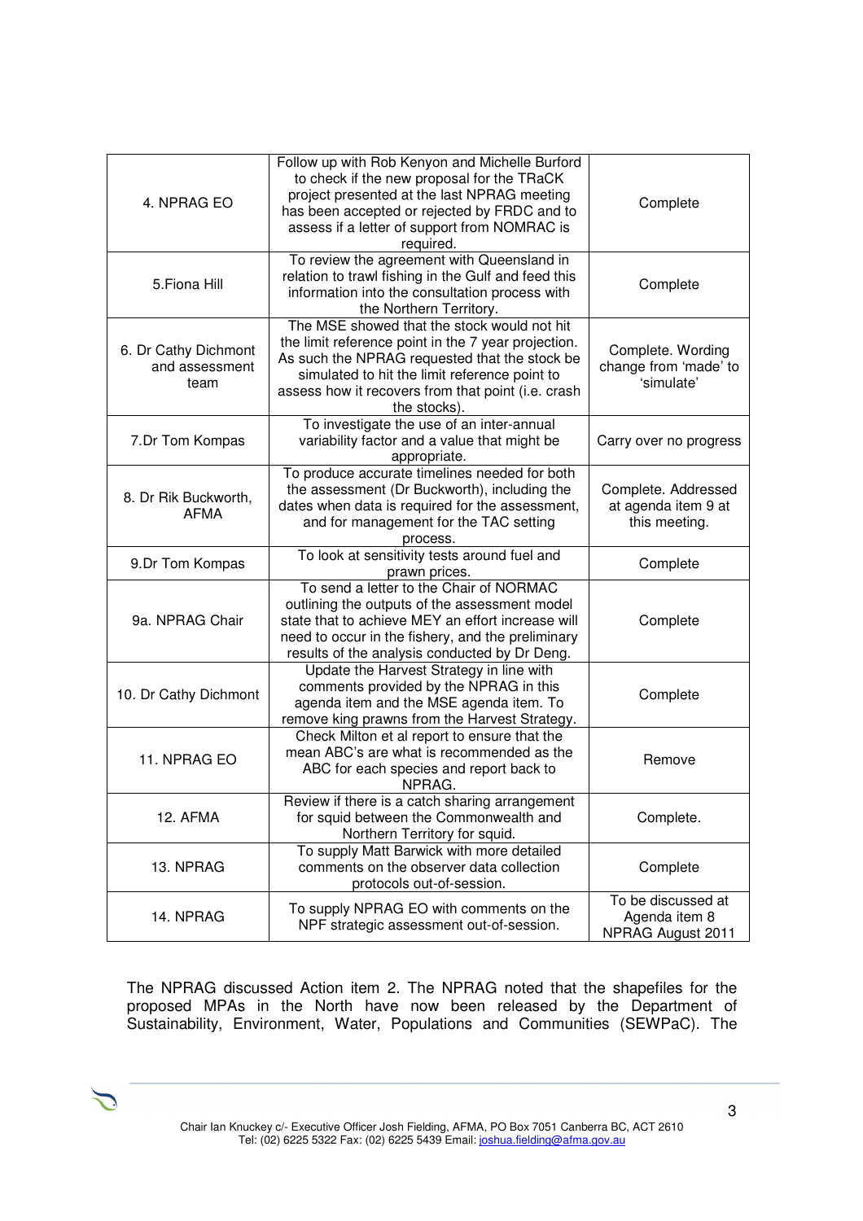| 4. NPRAG EO | Follow up with Rob Kenyon and Michelle Burford to check if the new proposal for the TRaCK project presented at the last NPRAG meeting has been accepted or rejected by FRDC and to assess if a letter of support from NOMRAC is required. | Complete |
|---|---|---|
| 5.Fiona Hill | To review the agreement with Queensland in relation to trawl fishing in the Gulf and feed this information into the consultation process with the Northern Territory. | Complete |
| 6. Dr Cathy Dichmont and assessment team | The MSE showed that the stock would not hit the limit reference point in the 7 year projection. As such the NPRAG requested that the stock be simulated to hit the limit reference point to assess how it recovers from that point (i.e. crash the stocks). | Complete. Wording change from 'made' to 'simulate' |
| 7.Dr Tom Kompas | To investigate the use of an inter-annual variability factor and a value that might be appropriate. | Carry over no progress |
| 8. Dr Rik Buckworth, AFMA | To produce accurate timelines needed for both the assessment (Dr Buckworth), including the dates when data is required for the assessment, and for management for the TAC setting process. | Complete. Addressed at agenda item 9 at this meeting. |
| 9.Dr Tom Kompas | To look at sensitivity tests around fuel and prawn prices. | Complete |
| 9a. NPRAG Chair | To send a letter to the Chair of NORMAC outlining the outputs of the assessment model state that to achieve MEY an effort increase will need to occur in the fishery, and the preliminary results of the analysis conducted by Dr Deng. | Complete |
| 10. Dr Cathy Dichmont | Update the Harvest Strategy in line with comments provided by the NPRAG in this agenda item and the MSE agenda item. To remove king prawns from the Harvest Strategy. | Complete |
| 11. NPRAG EO | Check Milton et al report to ensure that the mean ABC's are what is recommended as the ABC for each species and report back to NPRAG. | Remove |
| 12. AFMA | Review if there is a catch sharing arrangement for squid between the Commonwealth and Northern Territory for squid. | Complete. |
| 13. NPRAG | To supply Matt Barwick with more detailed comments on the observer data collection protocols out-of-session. | Complete |
| 14. NPRAG | To supply NPRAG EO with comments on the NPF strategic assessment out-of-session. | To be discussed at Agenda item 8 NPRAG August 2011 |

The NPRAG discussed Action item 2. The NPRAG noted that the shapefiles for the proposed MPAs in the North have now been released by the Department of Sustainability, Environment, Water, Populations and Communities (SEWPaC). The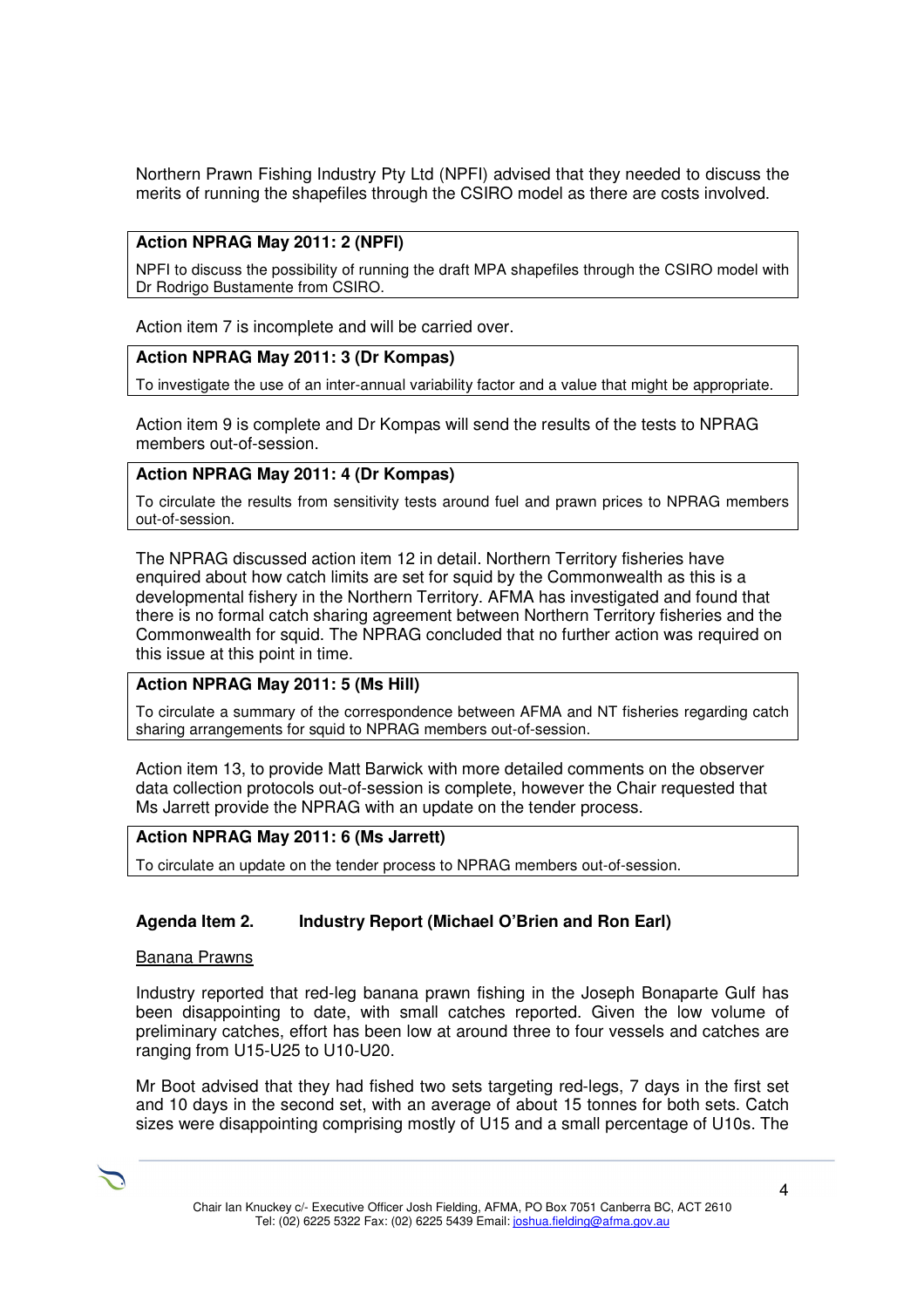Northern Prawn Fishing Industry Pty Ltd (NPFI) advised that they needed to discuss the merits of running the shapefiles through the CSIRO model as there are costs involved.

| **Action NPRAG May 2011: 2 (NPFI)** |
| --- |
| NPFI to discuss the possibility of running the draft MPA shapefiles through the CSIRO model with Dr Rodrigo Bustamente from CSIRO. |

Action item 7 is incomplete and will be carried over.

| **Action NPRAG May 2011: 3 (Dr Kompas)** |
| --- |
| To investigate the use of an inter-annual variability factor and a value that might be appropriate. |

Action item 9 is complete and Dr Kompas will send the results of the tests to NPRAG members out-of-session.

| **Action NPRAG May 2011: 4 (Dr Kompas)** |
| --- |
| To circulate the results from sensitivity tests around fuel and prawn prices to NPRAG members out-of-session. |

The NPRAG discussed action item 12 in detail. Northern Territory fisheries have enquired about how catch limits are set for squid by the Commonwealth as this is a developmental fishery in the Northern Territory. AFMA has investigated and found that there is no formal catch sharing agreement between Northern Territory fisheries and the Commonwealth for squid. The NPRAG concluded that no further action was required on this issue at this point in time.

| **Action NPRAG May 2011: 5 (Ms Hill)** |
| --- |
| To circulate a summary of the correspondence between AFMA and NT fisheries regarding catch sharing arrangements for squid to NPRAG members out-of-session. |

Action item 13, to provide Matt Barwick with more detailed comments on the observer data collection protocols out-of-session is complete, however the Chair requested that Ms Jarrett provide the NPRAG with an update on the tender process.

| **Action NPRAG May 2011: 6 (Ms Jarrett)** |
| --- |
| To circulate an update on the tender process to NPRAG members out-of-session. |

## Agenda Item 2. Industry Report (Michael O'Brien and Ron Earl)

Banana Prawns

Industry reported that red-leg banana prawn fishing in the Joseph Bonaparte Gulf has been disappointing to date, with small catches reported. Given the low volume of preliminary catches, effort has been low at around three to four vessels and catches are ranging from U15-U25 to U10-U20.

Mr Boot advised that they had fished two sets targeting red-legs, 7 days in the first set and 10 days in the second set, with an average of about 15 tonnes for both sets. Catch sizes were disappointing comprising mostly of U15 and a small percentage of U10s. The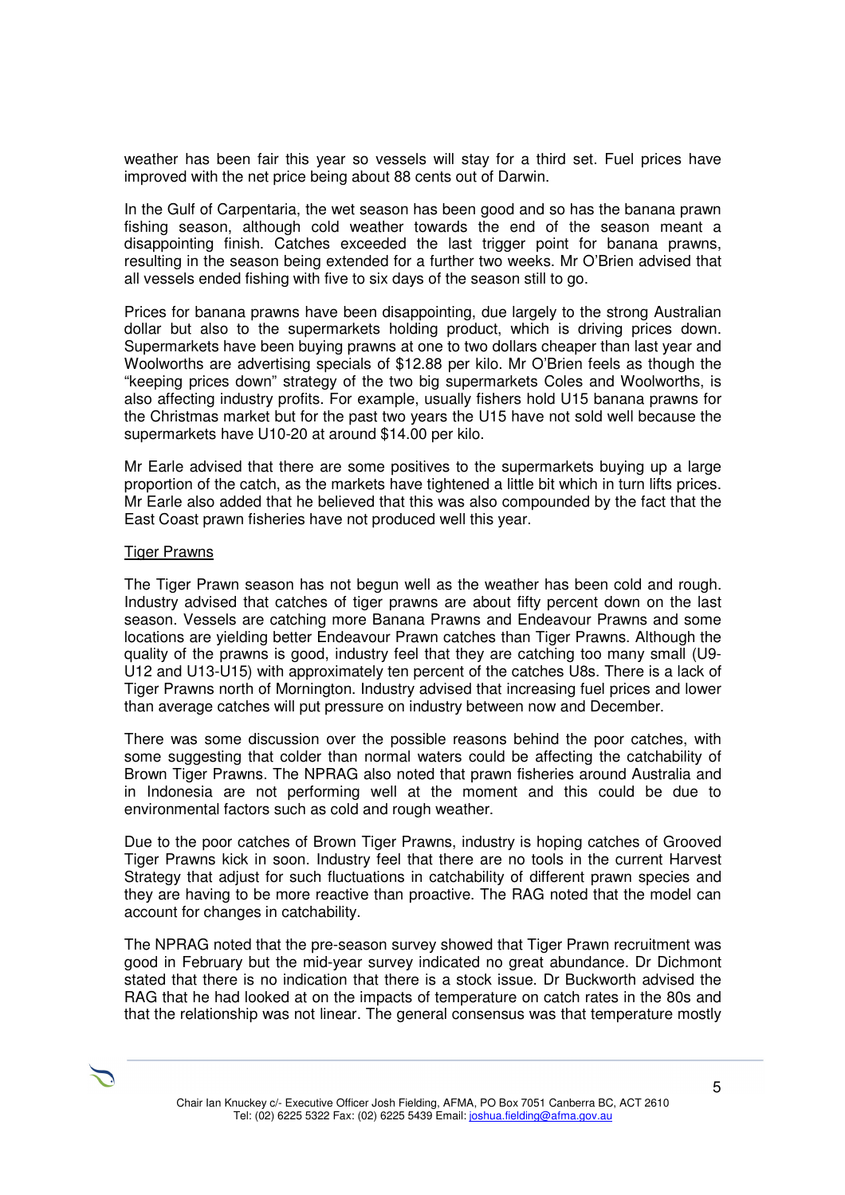weather has been fair this year so vessels will stay for a third set. Fuel prices have improved with the net price being about 88 cents out of Darwin.

In the Gulf of Carpentaria, the wet season has been good and so has the banana prawn fishing season, although cold weather towards the end of the season meant a disappointing finish. Catches exceeded the last trigger point for banana prawns, resulting in the season being extended for a further two weeks. Mr O'Brien advised that all vessels ended fishing with five to six days of the season still to go.

Prices for banana prawns have been disappointing, due largely to the strong Australian dollar but also to the supermarkets holding product, which is driving prices down. Supermarkets have been buying prawns at one to two dollars cheaper than last year and Woolworths are advertising specials of $12.88 per kilo. Mr O'Brien feels as though the "keeping prices down" strategy of the two big supermarkets Coles and Woolworths, is also affecting industry profits. For example, usually fishers hold U15 banana prawns for the Christmas market but for the past two years the U15 have not sold well because the supermarkets have U10-20 at around $14.00 per kilo.

Mr Earle advised that there are some positives to the supermarkets buying up a large proportion of the catch, as the markets have tightened a little bit which in turn lifts prices. Mr Earle also added that he believed that this was also compounded by the fact that the East Coast prawn fisheries have not produced well this year.

<u>Tiger Prawns</u>

The Tiger Prawn season has not begun well as the weather has been cold and rough. Industry advised that catches of tiger prawns are about fifty percent down on the last season. Vessels are catching more Banana Prawns and Endeavour Prawns and some locations are yielding better Endeavour Prawn catches than Tiger Prawns. Although the quality of the prawns is good, industry feel that they are catching too many small (U9-U12 and U13-U15) with approximately ten percent of the catches U8s. There is a lack of Tiger Prawns north of Mornington. Industry advised that increasing fuel prices and lower than average catches will put pressure on industry between now and December.

There was some discussion over the possible reasons behind the poor catches, with some suggesting that colder than normal waters could be affecting the catchability of Brown Tiger Prawns. The NPRAG also noted that prawn fisheries around Australia and in Indonesia are not performing well at the moment and this could be due to environmental factors such as cold and rough weather.

Due to the poor catches of Brown Tiger Prawns, industry is hoping catches of Grooved Tiger Prawns kick in soon. Industry feel that there are no tools in the current Harvest Strategy that adjust for such fluctuations in catchability of different prawn species and they are having to be more reactive than proactive. The RAG noted that the model can account for changes in catchability.

The NPRAG noted that the pre-season survey showed that Tiger Prawn recruitment was good in February but the mid-year survey indicated no great abundance. Dr Dichmont stated that there is no indication that there is a stock issue. Dr Buckworth advised the RAG that he had looked at on the impacts of temperature on catch rates in the 80s and that the relationship was not linear. The general consensus was that temperature mostly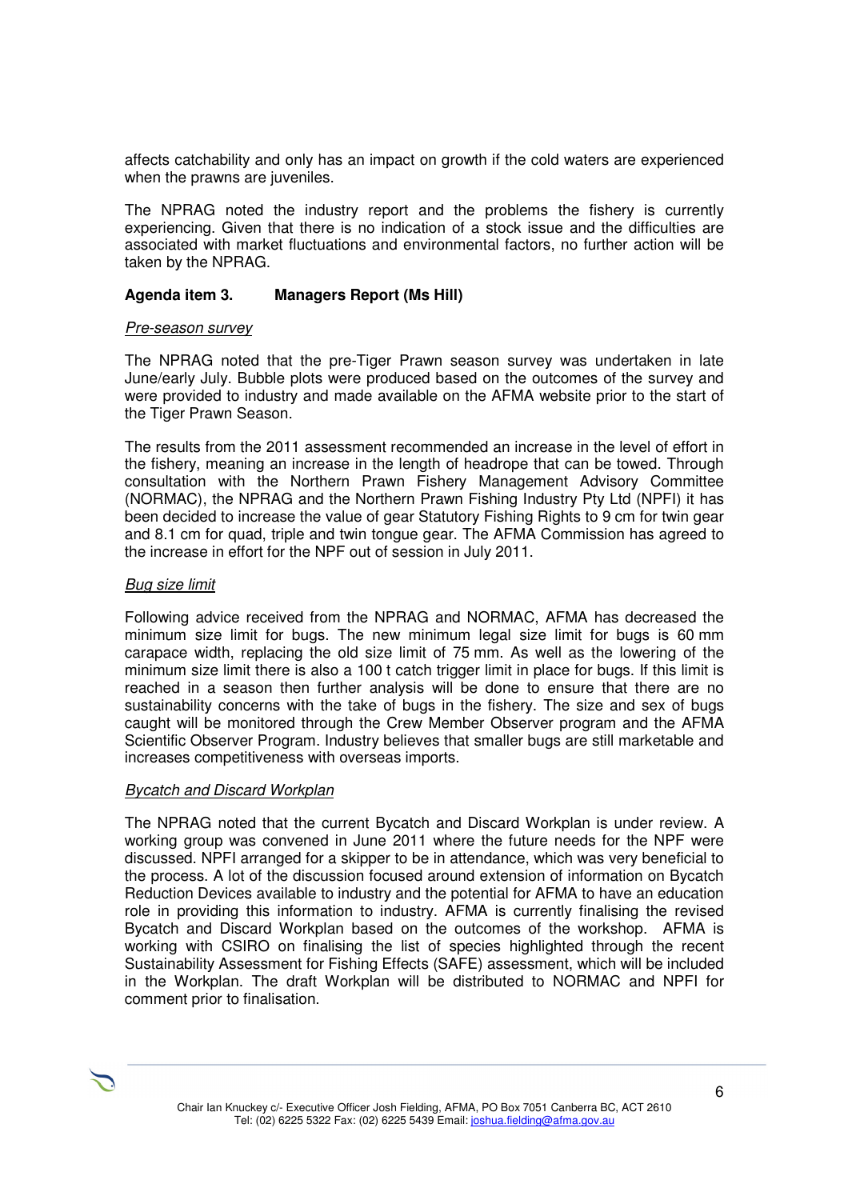affects catchability and only has an impact on growth if the cold waters are experienced when the prawns are juveniles.

The NPRAG noted the industry report and the problems the fishery is currently experiencing. Given that there is no indication of a stock issue and the difficulties are associated with market fluctuations and environmental factors, no further action will be taken by the NPRAG.

**Agenda item 3. Managers Report (Ms Hill)**

*Pre-season survey*

The NPRAG noted that the pre-Tiger Prawn season survey was undertaken in late June/early July. Bubble plots were produced based on the outcomes of the survey and were provided to industry and made available on the AFMA website prior to the start of the Tiger Prawn Season.

The results from the 2011 assessment recommended an increase in the level of effort in the fishery, meaning an increase in the length of headrope that can be towed. Through consultation with the Northern Prawn Fishery Management Advisory Committee (NORMAC), the NPRAG and the Northern Prawn Fishing Industry Pty Ltd (NPFI) it has been decided to increase the value of gear Statutory Fishing Rights to 9 cm for twin gear and 8.1 cm for quad, triple and twin tongue gear. The AFMA Commission has agreed to the increase in effort for the NPF out of session in July 2011.

*Bug size limit*

Following advice received from the NPRAG and NORMAC, AFMA has decreased the minimum size limit for bugs. The new minimum legal size limit for bugs is 60 mm carapace width, replacing the old size limit of 75 mm. As well as the lowering of the minimum size limit there is also a 100 t catch trigger limit in place for bugs. If this limit is reached in a season then further analysis will be done to ensure that there are no sustainability concerns with the take of bugs in the fishery. The size and sex of bugs caught will be monitored through the Crew Member Observer program and the AFMA Scientific Observer Program. Industry believes that smaller bugs are still marketable and increases competitiveness with overseas imports.

*Bycatch and Discard Workplan*

The NPRAG noted that the current Bycatch and Discard Workplan is under review. A working group was convened in June 2011 where the future needs for the NPF were discussed. NPFI arranged for a skipper to be in attendance, which was very beneficial to the process. A lot of the discussion focused around extension of information on Bycatch Reduction Devices available to industry and the potential for AFMA to have an education role in providing this information to industry. AFMA is currently finalising the revised Bycatch and Discard Workplan based on the outcomes of the workshop. AFMA is working with CSIRO on finalising the list of species highlighted through the recent Sustainability Assessment for Fishing Effects (SAFE) assessment, which will be included in the Workplan. The draft Workplan will be distributed to NORMAC and NPFI for comment prior to finalisation.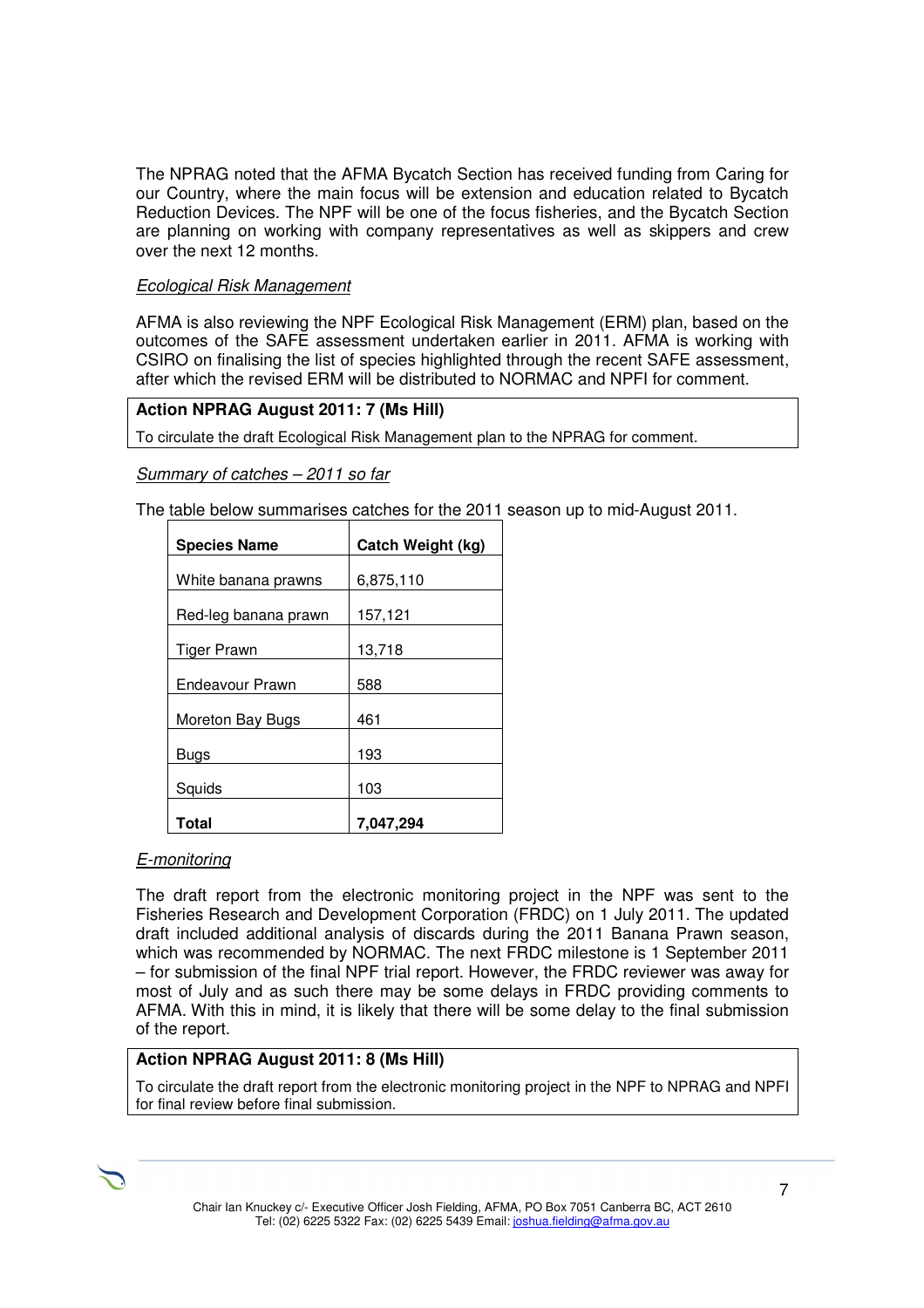The NPRAG noted that the AFMA Bycatch Section has received funding from Caring for our Country, where the main focus will be extension and education related to Bycatch Reduction Devices. The NPF will be one of the focus fisheries, and the Bycatch Section are planning on working with company representatives as well as skippers and crew over the next 12 months.

*Ecological Risk Management*

AFMA is also reviewing the NPF Ecological Risk Management (ERM) plan, based on the outcomes of the SAFE assessment undertaken earlier in 2011. AFMA is working with CSIRO on finalising the list of species highlighted through the recent SAFE assessment, after which the revised ERM will be distributed to NORMAC and NPFI for comment.

**Action NPRAG August 2011: 7 (Ms Hill)**

To circulate the draft Ecological Risk Management plan to the NPRAG for comment.

*Summary of catches – 2011 so far*

The table below summarises catches for the 2011 season up to mid-August 2011.

| **Species Name** | **Catch Weight (kg)** |
|---|---|
| White banana prawns | 6,875,110 |
| Red-leg banana prawn | 157,121 |
| Tiger Prawn | 13,718 |
| Endeavour Prawn | 588 |
| Moreton Bay Bugs | 461 |
| Bugs | 193 |
| Squids | 103 |
| **Total** | **7,047,294** |

*E-monitoring*

The draft report from the electronic monitoring project in the NPF was sent to the Fisheries Research and Development Corporation (FRDC) on 1 July 2011. The updated draft included additional analysis of discards during the 2011 Banana Prawn season, which was recommended by NORMAC. The next FRDC milestone is 1 September 2011 – for submission of the final NPF trial report. However, the FRDC reviewer was away for most of July and as such there may be some delays in FRDC providing comments to AFMA. With this in mind, it is likely that there will be some delay to the final submission of the report.

**Action NPRAG August 2011: 8 (Ms Hill)**

To circulate the draft report from the electronic monitoring project in the NPF to NPRAG and NPFI for final review before final submission.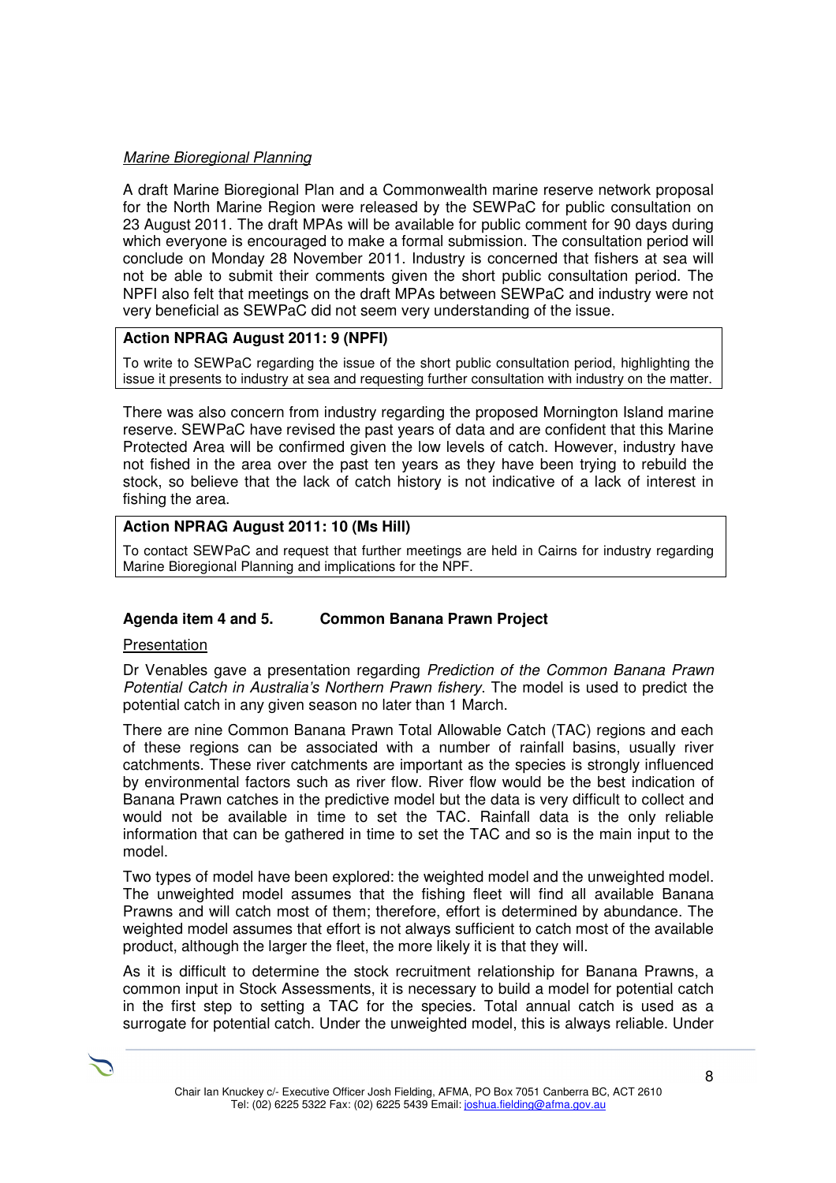*Marine Bioregional Planning*

A draft Marine Bioregional Plan and a Commonwealth marine reserve network proposal for the North Marine Region were released by the SEWPaC for public consultation on 23 August 2011. The draft MPAs will be available for public comment for 90 days during which everyone is encouraged to make a formal submission. The consultation period will conclude on Monday 28 November 2011. Industry is concerned that fishers at sea will not be able to submit their comments given the short public consultation period. The NPFI also felt that meetings on the draft MPAs between SEWPaC and industry were not very beneficial as SEWPaC did not seem very understanding of the issue.

| **Action NPRAG August 2011: 9 (NPFI)** |
|---|
| To write to SEWPaC regarding the issue of the short public consultation period, highlighting the issue it presents to industry at sea and requesting further consultation with industry on the matter. |

There was also concern from industry regarding the proposed Mornington Island marine reserve. SEWPaC have revised the past years of data and are confident that this Marine Protected Area will be confirmed given the low levels of catch. However, industry have not fished in the area over the past ten years as they have been trying to rebuild the stock, so believe that the lack of catch history is not indicative of a lack of interest in fishing the area.

| **Action NPRAG August 2011: 10 (Ms Hill)** |
|---|
| To contact SEWPaC and request that further meetings are held in Cairns for industry regarding Marine Bioregional Planning and implications for the NPF. |

### Agenda item 4 and 5. Common Banana Prawn Project

Presentation

Dr Venables gave a presentation regarding *Prediction of the Common Banana Prawn Potential Catch in Australia's Northern Prawn fishery*. The model is used to predict the potential catch in any given season no later than 1 March.

There are nine Common Banana Prawn Total Allowable Catch (TAC) regions and each of these regions can be associated with a number of rainfall basins, usually river catchments. These river catchments are important as the species is strongly influenced by environmental factors such as river flow. River flow would be the best indication of Banana Prawn catches in the predictive model but the data is very difficult to collect and would not be available in time to set the TAC. Rainfall data is the only reliable information that can be gathered in time to set the TAC and so is the main input to the model.

Two types of model have been explored: the weighted model and the unweighted model. The unweighted model assumes that the fishing fleet will find all available Banana Prawns and will catch most of them; therefore, effort is determined by abundance. The weighted model assumes that effort is not always sufficient to catch most of the available product, although the larger the fleet, the more likely it is that they will.

As it is difficult to determine the stock recruitment relationship for Banana Prawns, a common input in Stock Assessments, it is necessary to build a model for potential catch in the first step to setting a TAC for the species. Total annual catch is used as a surrogate for potential catch. Under the unweighted model, this is always reliable. Under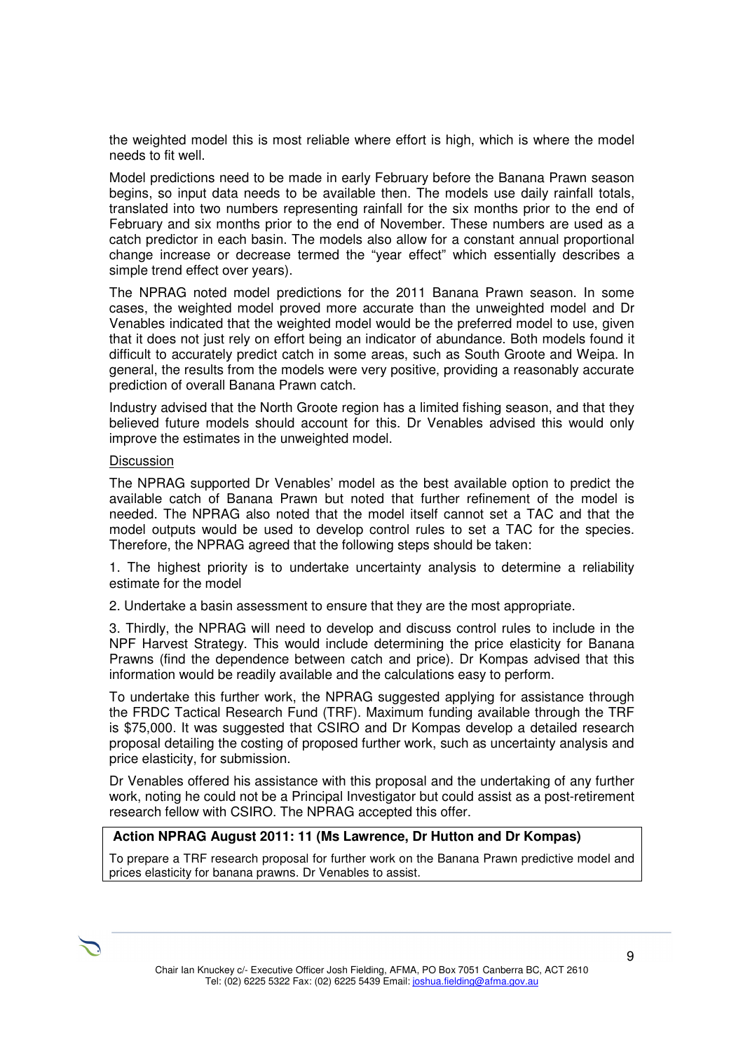the weighted model this is most reliable where effort is high, which is where the model needs to fit well.

Model predictions need to be made in early February before the Banana Prawn season begins, so input data needs to be available then. The models use daily rainfall totals, translated into two numbers representing rainfall for the six months prior to the end of February and six months prior to the end of November. These numbers are used as a catch predictor in each basin. The models also allow for a constant annual proportional change increase or decrease termed the "year effect" which essentially describes a simple trend effect over years).

The NPRAG noted model predictions for the 2011 Banana Prawn season. In some cases, the weighted model proved more accurate than the unweighted model and Dr Venables indicated that the weighted model would be the preferred model to use, given that it does not just rely on effort being an indicator of abundance. Both models found it difficult to accurately predict catch in some areas, such as South Groote and Weipa. In general, the results from the models were very positive, providing a reasonably accurate prediction of overall Banana Prawn catch.

Industry advised that the North Groote region has a limited fishing season, and that they believed future models should account for this. Dr Venables advised this would only improve the estimates in the unweighted model.

Discussion

The NPRAG supported Dr Venables' model as the best available option to predict the available catch of Banana Prawn but noted that further refinement of the model is needed. The NPRAG also noted that the model itself cannot set a TAC and that the model outputs would be used to develop control rules to set a TAC for the species. Therefore, the NPRAG agreed that the following steps should be taken:

1. The highest priority is to undertake uncertainty analysis to determine a reliability estimate for the model

2. Undertake a basin assessment to ensure that they are the most appropriate.

3. Thirdly, the NPRAG will need to develop and discuss control rules to include in the NPF Harvest Strategy. This would include determining the price elasticity for Banana Prawns (find the dependence between catch and price). Dr Kompas advised that this information would be readily available and the calculations easy to perform.

To undertake this further work, the NPRAG suggested applying for assistance through the FRDC Tactical Research Fund (TRF). Maximum funding available through the TRF is $75,000. It was suggested that CSIRO and Dr Kompas develop a detailed research proposal detailing the costing of proposed further work, such as uncertainty analysis and price elasticity, for submission.

Dr Venables offered his assistance with this proposal and the undertaking of any further work, noting he could not be a Principal Investigator but could assist as a post-retirement research fellow with CSIRO. The NPRAG accepted this offer.

**Action NPRAG August 2011: 11 (Ms Lawrence, Dr Hutton and Dr Kompas)**

To prepare a TRF research proposal for further work on the Banana Prawn predictive model and prices elasticity for banana prawns. Dr Venables to assist.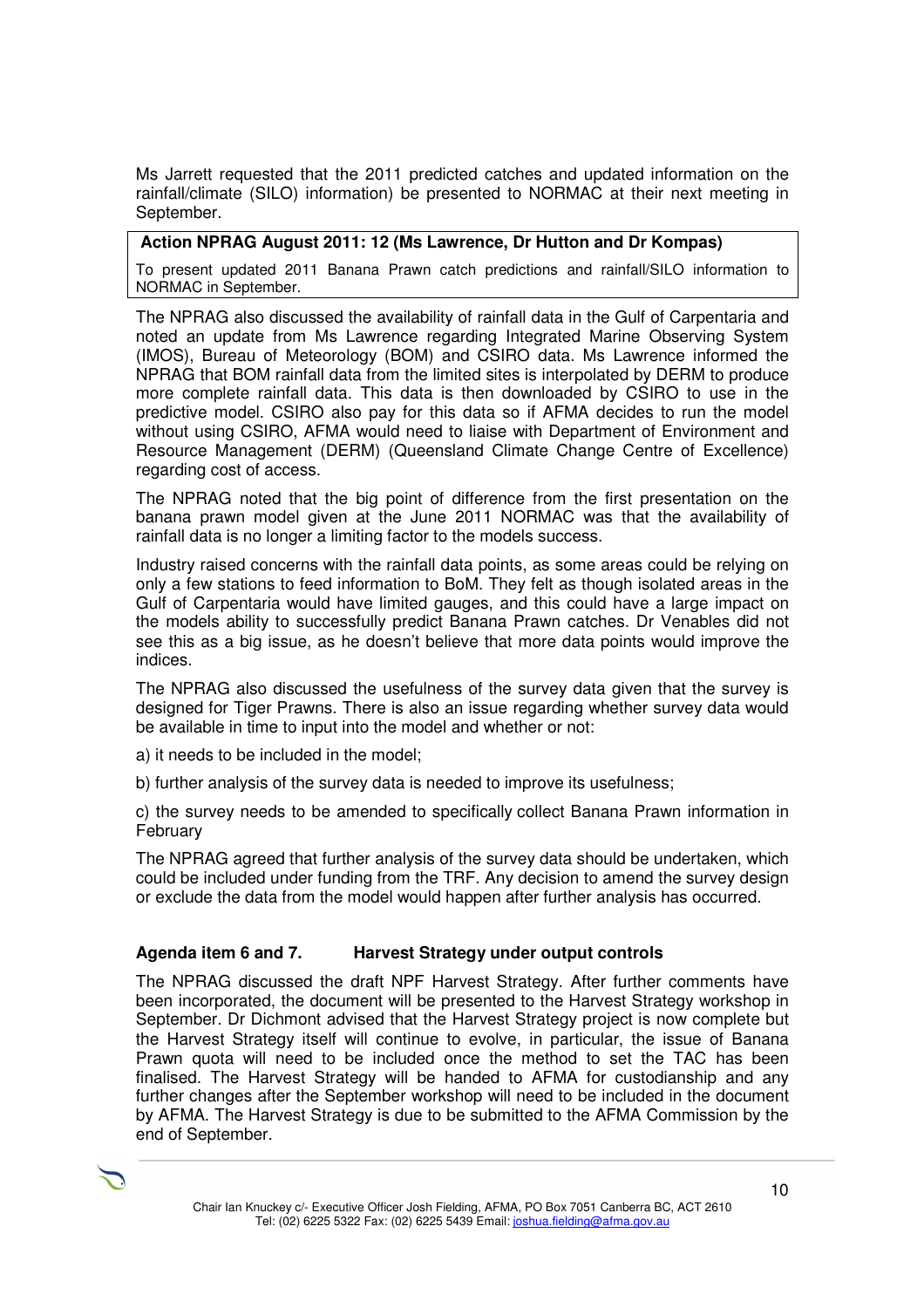Ms Jarrett requested that the 2011 predicted catches and updated information on the rainfall/climate (SILO) information) be presented to NORMAC at their next meeting in September.

| **Action NPRAG August 2011: 12 (Ms Lawrence, Dr Hutton and Dr Kompas)** |
|---|
| To present updated 2011 Banana Prawn catch predictions and rainfall/SILO information to NORMAC in September. |

The NPRAG also discussed the availability of rainfall data in the Gulf of Carpentaria and noted an update from Ms Lawrence regarding Integrated Marine Observing System (IMOS), Bureau of Meteorology (BOM) and CSIRO data. Ms Lawrence informed the NPRAG that BOM rainfall data from the limited sites is interpolated by DERM to produce more complete rainfall data. This data is then downloaded by CSIRO to use in the predictive model. CSIRO also pay for this data so if AFMA decides to run the model without using CSIRO, AFMA would need to liaise with Department of Environment and Resource Management (DERM) (Queensland Climate Change Centre of Excellence) regarding cost of access.

The NPRAG noted that the big point of difference from the first presentation on the banana prawn model given at the June 2011 NORMAC was that the availability of rainfall data is no longer a limiting factor to the models success.

Industry raised concerns with the rainfall data points, as some areas could be relying on only a few stations to feed information to BoM. They felt as though isolated areas in the Gulf of Carpentaria would have limited gauges, and this could have a large impact on the models ability to successfully predict Banana Prawn catches. Dr Venables did not see this as a big issue, as he doesn't believe that more data points would improve the indices.

The NPRAG also discussed the usefulness of the survey data given that the survey is designed for Tiger Prawns. There is also an issue regarding whether survey data would be available in time to input into the model and whether or not:

a) it needs to be included in the model;

b) further analysis of the survey data is needed to improve its usefulness;

c) the survey needs to be amended to specifically collect Banana Prawn information in February

The NPRAG agreed that further analysis of the survey data should be undertaken, which could be included under funding from the TRF. Any decision to amend the survey design or exclude the data from the model would happen after further analysis has occurred.

### Agenda item 6 and 7. Harvest Strategy under output controls

The NPRAG discussed the draft NPF Harvest Strategy. After further comments have been incorporated, the document will be presented to the Harvest Strategy workshop in September. Dr Dichmont advised that the Harvest Strategy project is now complete but the Harvest Strategy itself will continue to evolve, in particular, the issue of Banana Prawn quota will need to be included once the method to set the TAC has been finalised. The Harvest Strategy will be handed to AFMA for custodianship and any further changes after the September workshop will need to be included in the document by AFMA. The Harvest Strategy is due to be submitted to the AFMA Commission by the end of September.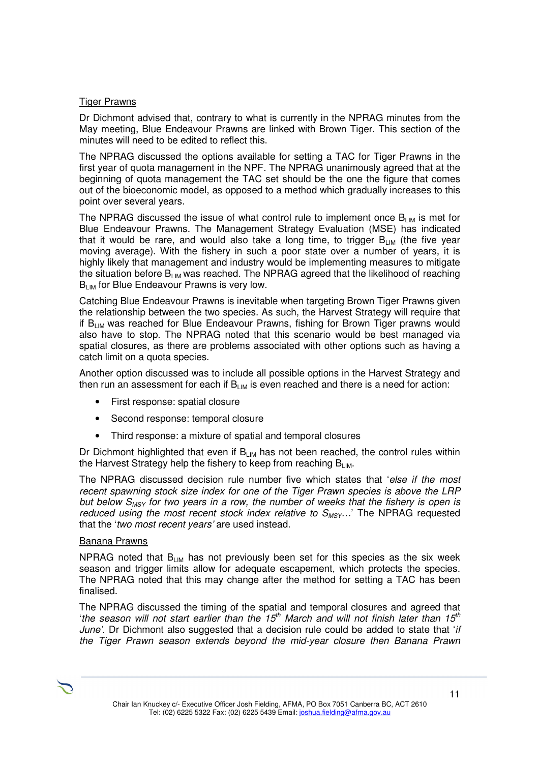Tiger Prawns

Dr Dichmont advised that, contrary to what is currently in the NPRAG minutes from the May meeting, Blue Endeavour Prawns are linked with Brown Tiger. This section of the minutes will need to be edited to reflect this.

The NPRAG discussed the options available for setting a TAC for Tiger Prawns in the first year of quota management in the NPF. The NPRAG unanimously agreed that at the beginning of quota management the TAC set should be the one the figure that comes out of the bioeconomic model, as opposed to a method which gradually increases to this point over several years.

The NPRAG discussed the issue of what control rule to implement once $B_{LIM}$ is met for Blue Endeavour Prawns. The Management Strategy Evaluation (MSE) has indicated that it would be rare, and would also take a long time, to trigger $B_{LIM}$ (the five year moving average). With the fishery in such a poor state over a number of years, it is highly likely that management and industry would be implementing measures to mitigate the situation before $B_{LIM}$ was reached. The NPRAG agreed that the likelihood of reaching $B_{LIM}$ for Blue Endeavour Prawns is very low.

Catching Blue Endeavour Prawns is inevitable when targeting Brown Tiger Prawns given the relationship between the two species. As such, the Harvest Strategy will require that if $B_{LIM}$ was reached for Blue Endeavour Prawns, fishing for Brown Tiger prawns would also have to stop. The NPRAG noted that this scenario would be best managed via spatial closures, as there are problems associated with other options such as having a catch limit on a quota species.

Another option discussed was to include all possible options in the Harvest Strategy and then run an assessment for each if $B_{LIM}$ is even reached and there is a need for action:

- First response: spatial closure
- Second response: temporal closure
- Third response: a mixture of spatial and temporal closures

Dr Dichmont highlighted that even if $B_{LIM}$ has not been reached, the control rules within the Harvest Strategy help the fishery to keep from reaching $B_{LIM}$.

The NPRAG discussed decision rule number five which states that '*else if the most recent spawning stock size index for one of the Tiger Prawn species is above the LRP but below $S_{MSY}$ for two years in a row, the number of weeks that the fishery is open is reduced using the most recent stock index relative to $S_{MSY}$…*' The NPRAG requested that the '*two most recent years'* are used instead.

Banana Prawns

NPRAG noted that $B_{LIM}$ has not previously been set for this species as the six week season and trigger limits allow for adequate escapement, which protects the species. The NPRAG noted that this may change after the method for setting a TAC has been finalised.

The NPRAG discussed the timing of the spatial and temporal closures and agreed that '*the season will not start earlier than the 15th March and will not finish later than 15th June'*. Dr Dichmont also suggested that a decision rule could be added to state that '*if the Tiger Prawn season extends beyond the mid-year closure then Banana Prawn*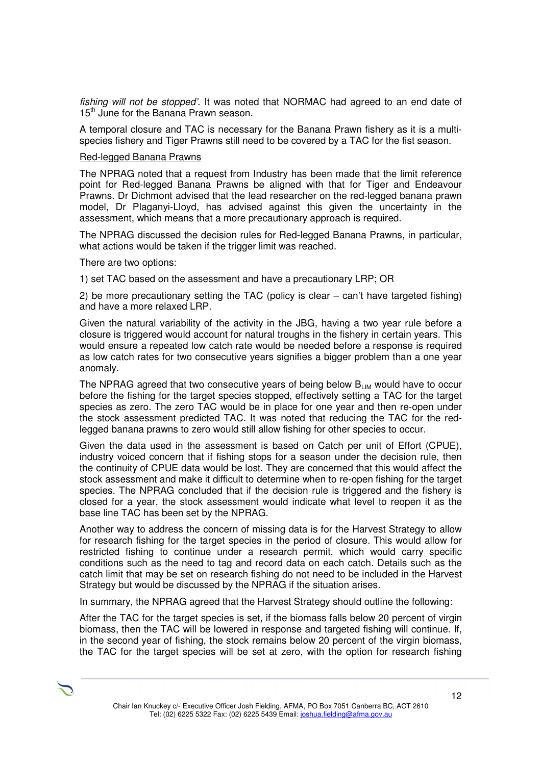*fishing will not be stopped'*. It was noted that NORMAC had agreed to an end date of 15th June for the Banana Prawn season.

A temporal closure and TAC is necessary for the Banana Prawn fishery as it is a multi-species fishery and Tiger Prawns still need to be covered by a TAC for the fist season.

Red-legged Banana Prawns

The NPRAG noted that a request from Industry has been made that the limit reference point for Red-legged Banana Prawns be aligned with that for Tiger and Endeavour Prawns. Dr Dichmont advised that the lead researcher on the red-legged banana prawn model, Dr Plaganyi-Lloyd, has advised against this given the uncertainty in the assessment, which means that a more precautionary approach is required.

The NPRAG discussed the decision rules for Red-legged Banana Prawns, in particular, what actions would be taken if the trigger limit was reached.

There are two options:

1) set TAC based on the assessment and have a precautionary LRP; OR

2) be more precautionary setting the TAC (policy is clear – can't have targeted fishing) and have a more relaxed LRP.

Given the natural variability of the activity in the JBG, having a two year rule before a closure is triggered would account for natural troughs in the fishery in certain years. This would ensure a repeated low catch rate would be needed before a response is required as low catch rates for two consecutive years signifies a bigger problem than a one year anomaly.

The NPRAG agreed that two consecutive years of being below $B_{LIM}$ would have to occur before the fishing for the target species stopped, effectively setting a TAC for the target species as zero. The zero TAC would be in place for one year and then re-open under the stock assessment predicted TAC. It was noted that reducing the TAC for the red-legged banana prawns to zero would still allow fishing for other species to occur.

Given the data used in the assessment is based on Catch per unit of Effort (CPUE), industry voiced concern that if fishing stops for a season under the decision rule, then the continuity of CPUE data would be lost. They are concerned that this would affect the stock assessment and make it difficult to determine when to re-open fishing for the target species. The NPRAG concluded that if the decision rule is triggered and the fishery is closed for a year, the stock assessment would indicate what level to reopen it as the base line TAC has been set by the NPRAG.

Another way to address the concern of missing data is for the Harvest Strategy to allow for research fishing for the target species in the period of closure. This would allow for restricted fishing to continue under a research permit, which would carry specific conditions such as the need to tag and record data on each catch. Details such as the catch limit that may be set on research fishing do not need to be included in the Harvest Strategy but would be discussed by the NPRAG if the situation arises.

In summary, the NPRAG agreed that the Harvest Strategy should outline the following:

After the TAC for the target species is set, if the biomass falls below 20 percent of virgin biomass, then the TAC will be lowered in response and targeted fishing will continue. If, in the second year of fishing, the stock remains below 20 percent of the virgin biomass, the TAC for the target species will be set at zero, with the option for research fishing

Chair Ian Knuckey c/- Executive Officer Josh Fielding, AFMA, PO Box 7051 Canberra BC, ACT 2610
Tel: (02) 6225 5322 Fax: (02) 6225 5439 Email: joshua.fielding@afma.gov.au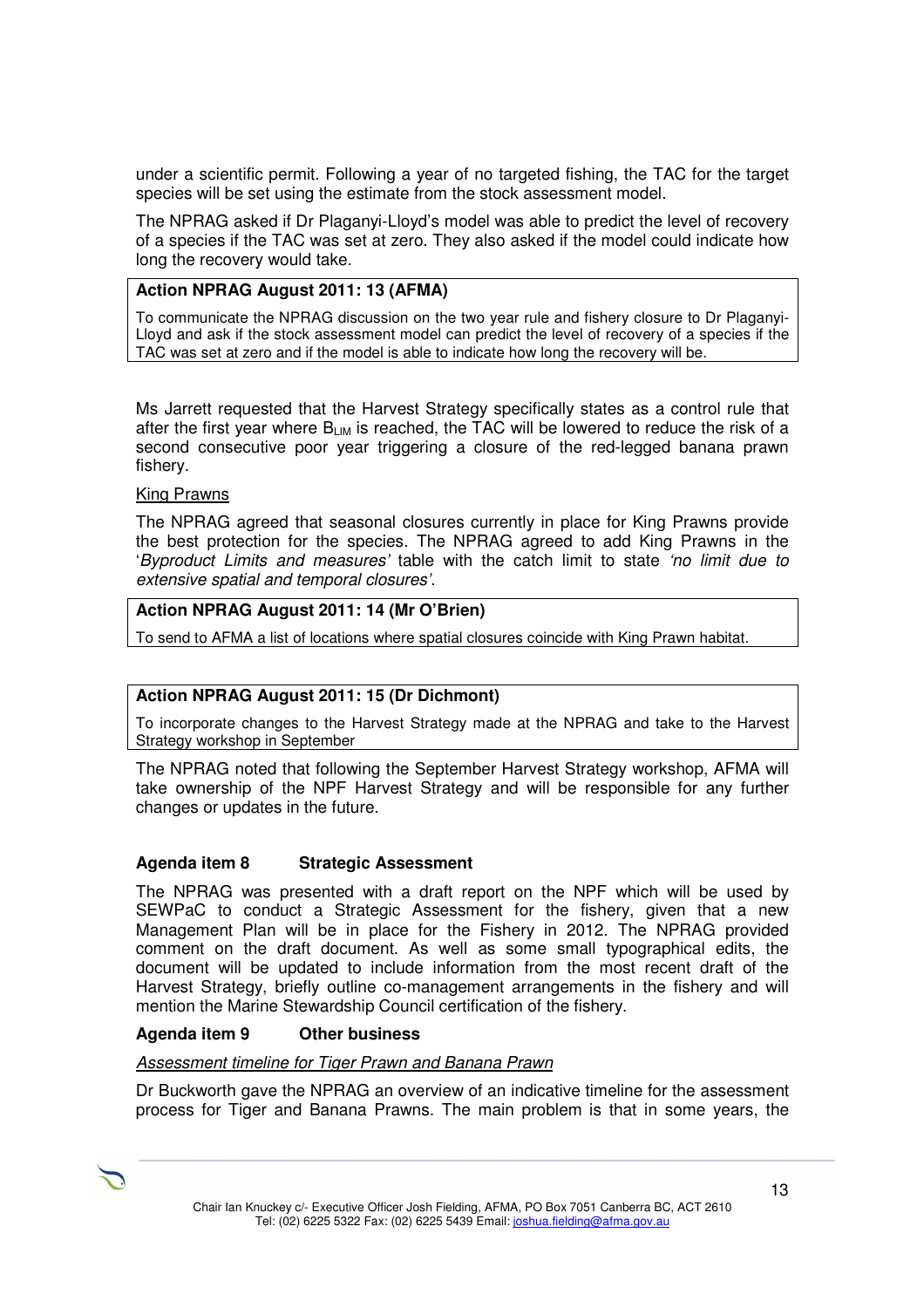under a scientific permit. Following a year of no targeted fishing, the TAC for the target species will be set using the estimate from the stock assessment model.

The NPRAG asked if Dr Plaganyi-Lloyd's model was able to predict the level of recovery of a species if the TAC was set at zero. They also asked if the model could indicate how long the recovery would take.

| **Action NPRAG August 2011: 13 (AFMA)** |
|---|
| To communicate the NPRAG discussion on the two year rule and fishery closure to Dr Plaganyi-Lloyd and ask if the stock assessment model can predict the level of recovery of a species if the TAC was set at zero and if the model is able to indicate how long the recovery will be. |

Ms Jarrett requested that the Harvest Strategy specifically states as a control rule that after the first year where $B_{LIM}$ is reached, the TAC will be lowered to reduce the risk of a second consecutive poor year triggering a closure of the red-legged banana prawn fishery.

King Prawns

The NPRAG agreed that seasonal closures currently in place for King Prawns provide the best protection for the species. The NPRAG agreed to add King Prawns in the '*Byproduct Limits and measures*' table with the catch limit to state *'no limit due to extensive spatial and temporal closures'*.

| **Action NPRAG August 2011: 14 (Mr O'Brien)** |
|---|
| To send to AFMA a list of locations where spatial closures coincide with King Prawn habitat. |

| **Action NPRAG August 2011: 15 (Dr Dichmont)** |
|---|
| To incorporate changes to the Harvest Strategy made at the NPRAG and take to the Harvest Strategy workshop in September |

The NPRAG noted that following the September Harvest Strategy workshop, AFMA will take ownership of the NPF Harvest Strategy and will be responsible for any further changes or updates in the future.

### Agenda item 8 Strategic Assessment

The NPRAG was presented with a draft report on the NPF which will be used by SEWPaC to conduct a Strategic Assessment for the fishery, given that a new Management Plan will be in place for the Fishery in 2012. The NPRAG provided comment on the draft document. As well as some small typographical edits, the document will be updated to include information from the most recent draft of the Harvest Strategy, briefly outline co-management arrangements in the fishery and will mention the Marine Stewardship Council certification of the fishery.

### Agenda item 9 Other business

*Assessment timeline for Tiger Prawn and Banana Prawn*

Dr Buckworth gave the NPRAG an overview of an indicative timeline for the assessment process for Tiger and Banana Prawns. The main problem is that in some years, the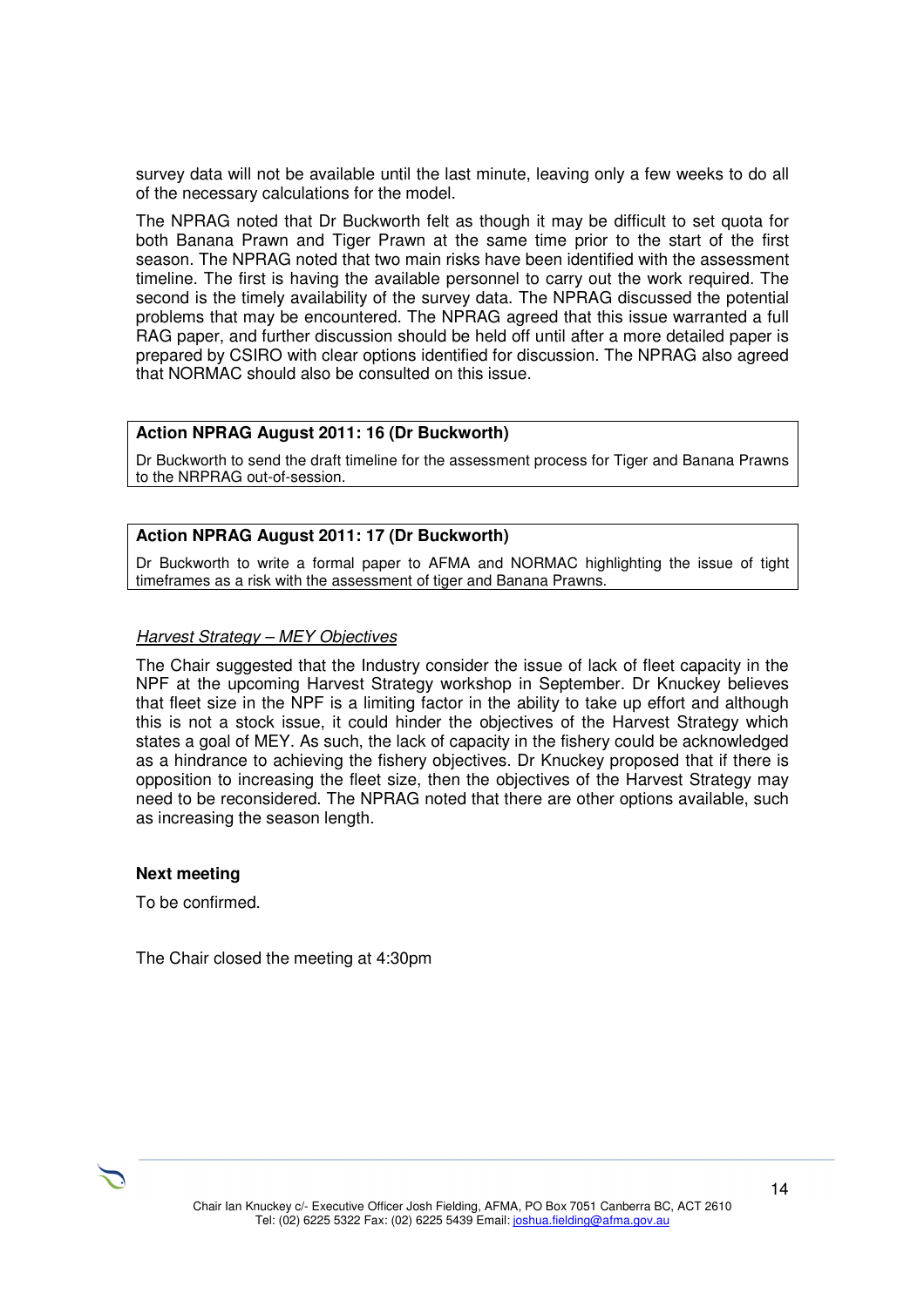survey data will not be available until the last minute, leaving only a few weeks to do all of the necessary calculations for the model.

The NPRAG noted that Dr Buckworth felt as though it may be difficult to set quota for both Banana Prawn and Tiger Prawn at the same time prior to the start of the first season. The NPRAG noted that two main risks have been identified with the assessment timeline. The first is having the available personnel to carry out the work required. The second is the timely availability of the survey data. The NPRAG discussed the potential problems that may be encountered. The NPRAG agreed that this issue warranted a full RAG paper, and further discussion should be held off until after a more detailed paper is prepared by CSIRO with clear options identified for discussion. The NPRAG also agreed that NORMAC should also be consulted on this issue.

| **Action NPRAG August 2011: 16 (Dr Buckworth)** |
|---|
| Dr Buckworth to send the draft timeline for the assessment process for Tiger and Banana Prawns to the NRPRAG out-of-session. |

| **Action NPRAG August 2011: 17 (Dr Buckworth)** |
|---|
| Dr Buckworth to write a formal paper to AFMA and NORMAC highlighting the issue of tight timeframes as a risk with the assessment of tiger and Banana Prawns. |

*Harvest Strategy – MEY Objectives*

The Chair suggested that the Industry consider the issue of lack of fleet capacity in the NPF at the upcoming Harvest Strategy workshop in September. Dr Knuckey believes that fleet size in the NPF is a limiting factor in the ability to take up effort and although this is not a stock issue, it could hinder the objectives of the Harvest Strategy which states a goal of MEY. As such, the lack of capacity in the fishery could be acknowledged as a hindrance to achieving the fishery objectives. Dr Knuckey proposed that if there is opposition to increasing the fleet size, then the objectives of the Harvest Strategy may need to be reconsidered. The NPRAG noted that there are other options available, such as increasing the season length.

**Next meeting**

To be confirmed.

The Chair closed the meeting at 4:30pm